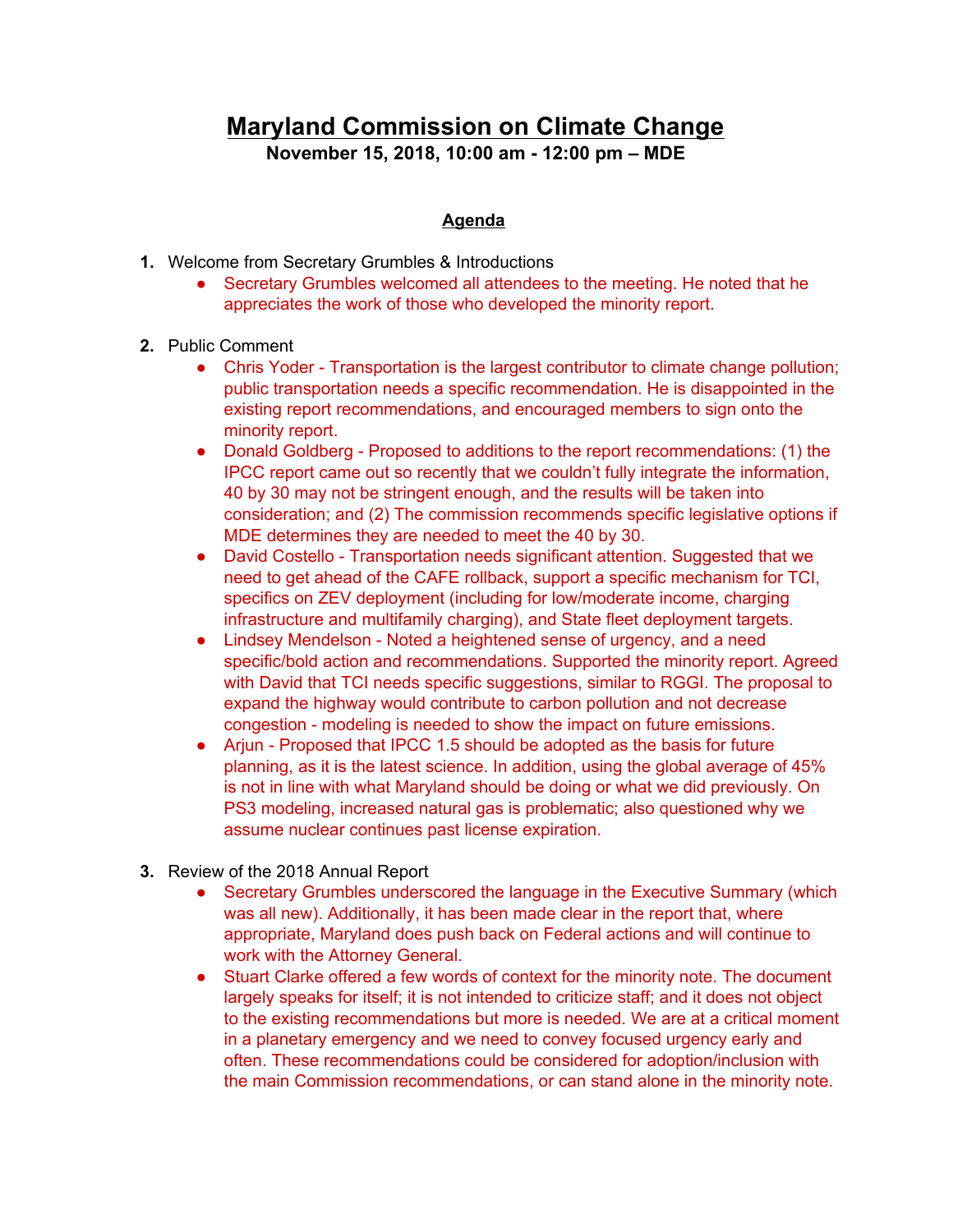# Maryland Commission on Climate Change

**November 15, 2018, 10:00 am - 12:00 pm – MDE**

## Agenda

1. Welcome from Secretary Grumbles & Introductions
   - Secretary Grumbles welcomed all attendees to the meeting. He noted that he appreciates the work of those who developed the minority report.

2. Public Comment
   - Chris Yoder - Transportation is the largest contributor to climate change pollution; public transportation needs a specific recommendation. He is disappointed in the existing report recommendations, and encouraged members to sign onto the minority report.
   - Donald Goldberg - Proposed to additions to the report recommendations: (1) the IPCC report came out so recently that we couldn't fully integrate the information, 40 by 30 may not be stringent enough, and the results will be taken into consideration; and (2) The commission recommends specific legislative options if MDE determines they are needed to meet the 40 by 30.
   - David Costello - Transportation needs significant attention. Suggested that we need to get ahead of the CAFE rollback, support a specific mechanism for TCI, specifics on ZEV deployment (including for low/moderate income, charging infrastructure and multifamily charging), and State fleet deployment targets.
   - Lindsey Mendelson - Noted a heightened sense of urgency, and a need specific/bold action and recommendations. Supported the minority report. Agreed with David that TCI needs specific suggestions, similar to RGGI. The proposal to expand the highway would contribute to carbon pollution and not decrease congestion - modeling is needed to show the impact on future emissions.
   - Arjun - Proposed that IPCC 1.5 should be adopted as the basis for future planning, as it is the latest science. In addition, using the global average of 45% is not in line with what Maryland should be doing or what we did previously. On PS3 modeling, increased natural gas is problematic; also questioned why we assume nuclear continues past license expiration.

3. Review of the 2018 Annual Report
   - Secretary Grumbles underscored the language in the Executive Summary (which was all new). Additionally, it has been made clear in the report that, where appropriate, Maryland does push back on Federal actions and will continue to work with the Attorney General.
   - Stuart Clarke offered a few words of context for the minority note. The document largely speaks for itself; it is not intended to criticize staff; and it does not object to the existing recommendations but more is needed. We are at a critical moment in a planetary emergency and we need to convey focused urgency early and often. These recommendations could be considered for adoption/inclusion with the main Commission recommendations, or can stand alone in the minority note.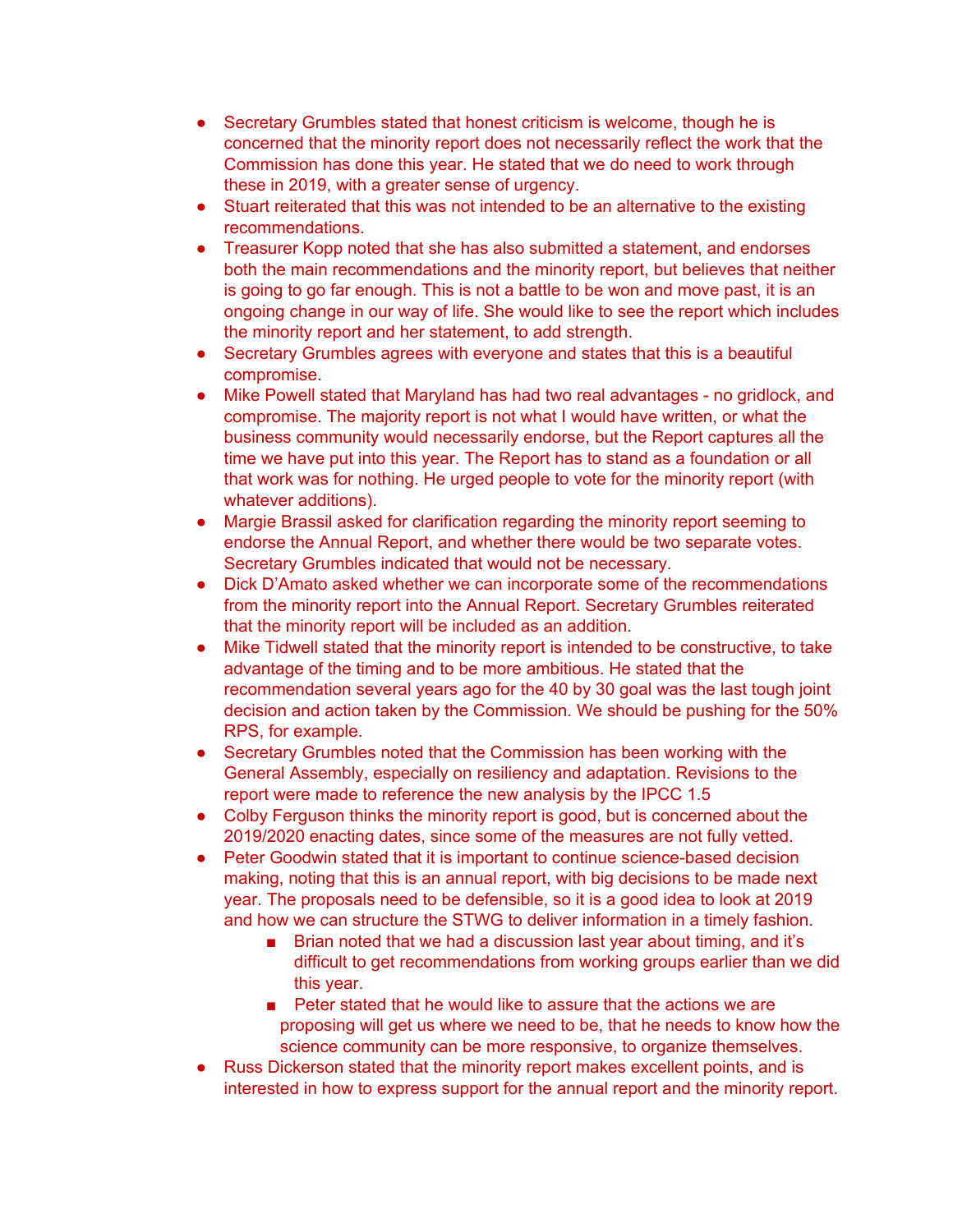- Secretary Grumbles stated that honest criticism is welcome, though he is concerned that the minority report does not necessarily reflect the work that the Commission has done this year. He stated that we do need to work through these in 2019, with a greater sense of urgency.
- Stuart reiterated that this was not intended to be an alternative to the existing recommendations.
- Treasurer Kopp noted that she has also submitted a statement, and endorses both the main recommendations and the minority report, but believes that neither is going to go far enough. This is not a battle to be won and move past, it is an ongoing change in our way of life. She would like to see the report which includes the minority report and her statement, to add strength.
- Secretary Grumbles agrees with everyone and states that this is a beautiful compromise.
- Mike Powell stated that Maryland has had two real advantages - no gridlock, and compromise. The majority report is not what I would have written, or what the business community would necessarily endorse, but the Report captures all the time we have put into this year. The Report has to stand as a foundation or all that work was for nothing. He urged people to vote for the minority report (with whatever additions).
- Margie Brassil asked for clarification regarding the minority report seeming to endorse the Annual Report, and whether there would be two separate votes. Secretary Grumbles indicated that would not be necessary.
- Dick D'Amato asked whether we can incorporate some of the recommendations from the minority report into the Annual Report. Secretary Grumbles reiterated that the minority report will be included as an addition.
- Mike Tidwell stated that the minority report is intended to be constructive, to take advantage of the timing and to be more ambitious. He stated that the recommendation several years ago for the 40 by 30 goal was the last tough joint decision and action taken by the Commission. We should be pushing for the 50% RPS, for example.
- Secretary Grumbles noted that the Commission has been working with the General Assembly, especially on resiliency and adaptation. Revisions to the report were made to reference the new analysis by the IPCC 1.5
- Colby Ferguson thinks the minority report is good, but is concerned about the 2019/2020 enacting dates, since some of the measures are not fully vetted.
- Peter Goodwin stated that it is important to continue science-based decision making, noting that this is an annual report, with big decisions to be made next year. The proposals need to be defensible, so it is a good idea to look at 2019 and how we can structure the STWG to deliver information in a timely fashion.
  - Brian noted that we had a discussion last year about timing, and it's difficult to get recommendations from working groups earlier than we did this year.
  - Peter stated that he would like to assure that the actions we are proposing will get us where we need to be, that he needs to know how the science community can be more responsive, to organize themselves.
- Russ Dickerson stated that the minority report makes excellent points, and is interested in how to express support for the annual report and the minority report.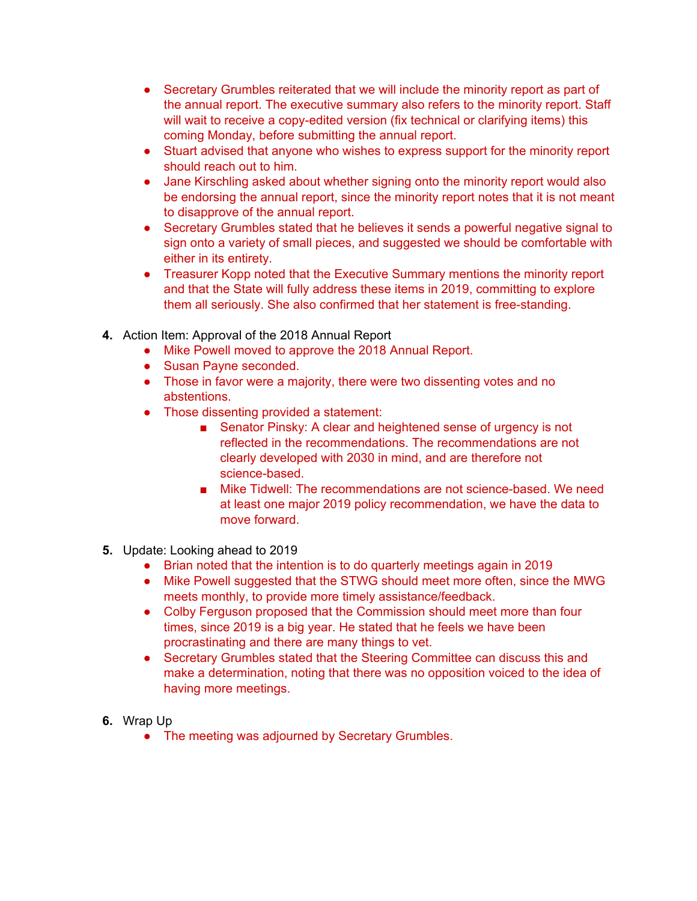- Secretary Grumbles reiterated that we will include the minority report as part of the annual report. The executive summary also refers to the minority report. Staff will wait to receive a copy-edited version (fix technical or clarifying items) this coming Monday, before submitting the annual report.
- Stuart advised that anyone who wishes to express support for the minority report should reach out to him.
- Jane Kirschling asked about whether signing onto the minority report would also be endorsing the annual report, since the minority report notes that it is not meant to disapprove of the annual report.
- Secretary Grumbles stated that he believes it sends a powerful negative signal to sign onto a variety of small pieces, and suggested we should be comfortable with either in its entirety.
- Treasurer Kopp noted that the Executive Summary mentions the minority report and that the State will fully address these items in 2019, committing to explore them all seriously. She also confirmed that her statement is free-standing.

4. Action Item: Approval of the 2018 Annual Report
    - Mike Powell moved to approve the 2018 Annual Report.
    - Susan Payne seconded.
    - Those in favor were a majority, there were two dissenting votes and no abstentions.
    - Those dissenting provided a statement:
        - Senator Pinsky: A clear and heightened sense of urgency is not reflected in the recommendations. The recommendations are not clearly developed with 2030 in mind, and are therefore not science-based.
        - Mike Tidwell: The recommendations are not science-based. We need at least one major 2019 policy recommendation, we have the data to move forward.

5. Update: Looking ahead to 2019
    - Brian noted that the intention is to do quarterly meetings again in 2019
    - Mike Powell suggested that the STWG should meet more often, since the MWG meets monthly, to provide more timely assistance/feedback.
    - Colby Ferguson proposed that the Commission should meet more than four times, since 2019 is a big year. He stated that he feels we have been procrastinating and there are many things to vet.
    - Secretary Grumbles stated that the Steering Committee can discuss this and make a determination, noting that there was no opposition voiced to the idea of having more meetings.

6. Wrap Up
    - The meeting was adjourned by Secretary Grumbles.